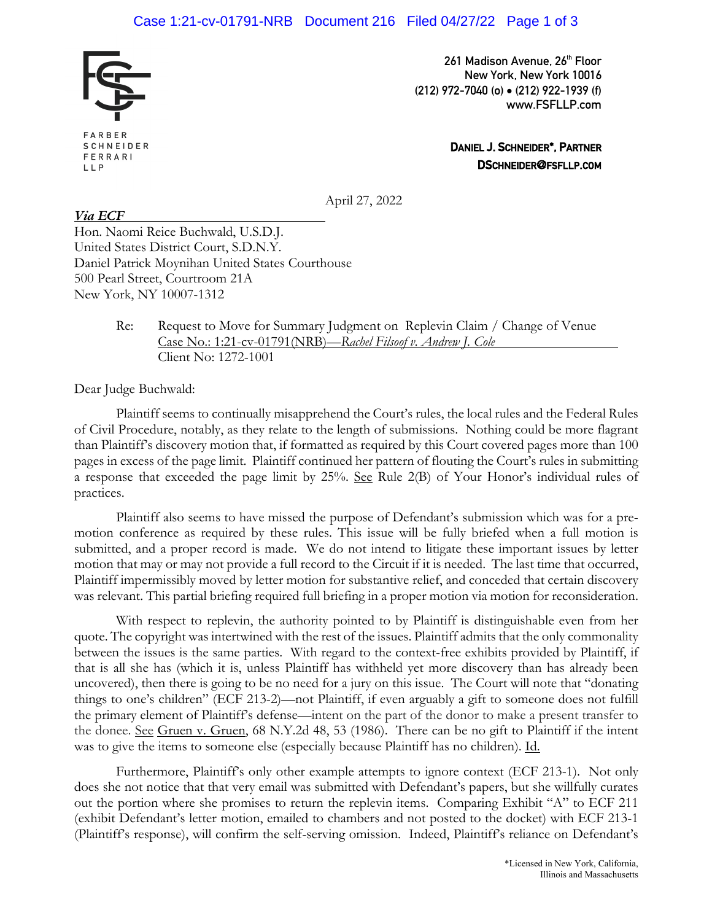FARBER SCHNEIDER FERRARI LLP

**261 Madison Avenue, 26th Floor**
**New York, New York 10016**
**(212) 972-7040 (o) • (212) 922-1939 (f)**
**www.FSFLLP.com**

**DANIEL J. SCHNEIDER\*, PARTNER**
**DSCHNEIDER@FSFLLP.COM**

April 27, 2022

***Via ECF***

Hon. Naomi Reice Buchwald, U.S.D.J.
United States District Court, S.D.N.Y.
Daniel Patrick Moynihan United States Courthouse
500 Pearl Street, Courtroom 21A
New York, NY 10007-1312

Re: Request to Move for Summary Judgment on Replevin Claim / Change of Venue
Case No.: 1:21-cv-01791(NRB)—*Rachel Filsoof v. Andrew J. Cole*
Client No: 1272-1001

Dear Judge Buchwald:

Plaintiff seems to continually misapprehend the Court's rules, the local rules and the Federal Rules of Civil Procedure, notably, as they relate to the length of submissions. Nothing could be more flagrant than Plaintiff's discovery motion that, if formatted as required by this Court covered pages more than 100 pages in excess of the page limit. Plaintiff continued her pattern of flouting the Court's rules in submitting a response that exceeded the page limit by 25%. See Rule 2(B) of Your Honor's individual rules of practices.

Plaintiff also seems to have missed the purpose of Defendant's submission which was for a pre-motion conference as required by these rules. This issue will be fully briefed when a full motion is submitted, and a proper record is made. We do not intend to litigate these important issues by letter motion that may or may not provide a full record to the Circuit if it is needed. The last time that occurred, Plaintiff impermissibly moved by letter motion for substantive relief, and conceded that certain discovery was relevant. This partial briefing required full briefing in a proper motion via motion for reconsideration.

With respect to replevin, the authority pointed to by Plaintiff is distinguishable even from her quote. The copyright was intertwined with the rest of the issues. Plaintiff admits that the only commonality between the issues is the same parties. With regard to the context-free exhibits provided by Plaintiff, if that is all she has (which it is, unless Plaintiff has withheld yet more discovery than has already been uncovered), then there is going to be no need for a jury on this issue. The Court will note that "donating things to one's children" (ECF 213-2)—not Plaintiff, if even arguably a gift to someone does not fulfill the primary element of Plaintiff's defense—intent on the part of the donor to make a present transfer to the donee. See Gruen v. Gruen, 68 N.Y.2d 48, 53 (1986). There can be no gift to Plaintiff if the intent was to give the items to someone else (especially because Plaintiff has no children). Id.

Furthermore, Plaintiff's only other example attempts to ignore context (ECF 213-1). Not only does she not notice that that very email was submitted with Defendant's papers, but she willfully curates out the portion where she promises to return the replevin items. Comparing Exhibit "A" to ECF 211 (exhibit Defendant's letter motion, emailed to chambers and not posted to the docket) with ECF 213-1 (Plaintiff's response), will confirm the self-serving omission. Indeed, Plaintiff's reliance on Defendant's

\*Licensed in New York, California, Illinois and Massachusetts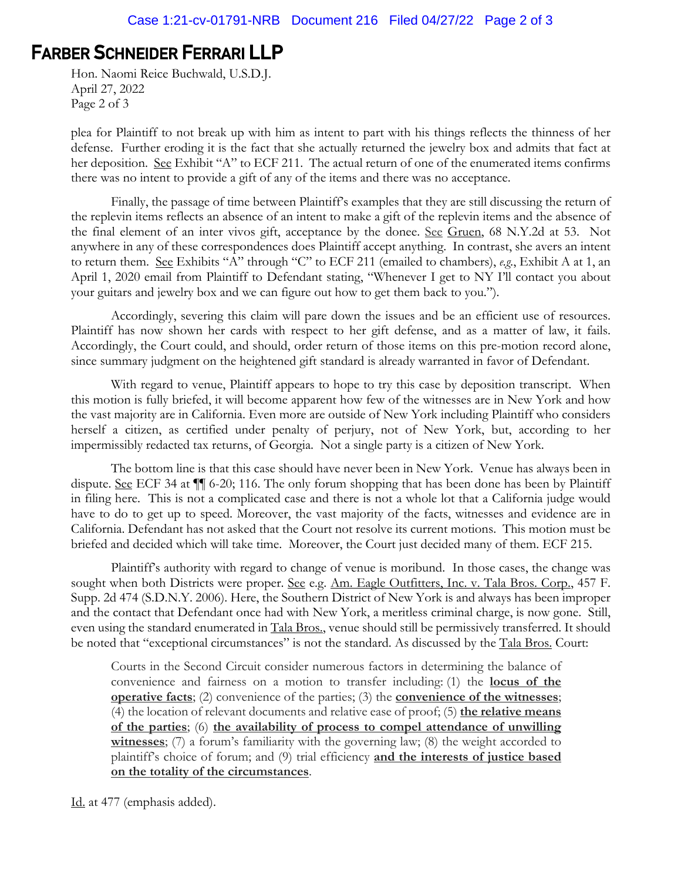**FARBER SCHNEIDER FERRARI LLP**

Hon. Naomi Reice Buchwald, U.S.D.J.
April 27, 2022
Page 2 of 3

plea for Plaintiff to not break up with him as intent to part with his things reflects the thinness of her defense. Further eroding it is the fact that she actually returned the jewelry box and admits that fact at her deposition. See Exhibit "A" to ECF 211. The actual return of one of the enumerated items confirms there was no intent to provide a gift of any of the items and there was no acceptance.

Finally, the passage of time between Plaintiff's examples that they are still discussing the return of the replevin items reflects an absence of an intent to make a gift of the replevin items and the absence of the final element of an inter vivos gift, acceptance by the donee. See Gruen, 68 N.Y.2d at 53. Not anywhere in any of these correspondences does Plaintiff accept anything. In contrast, she avers an intent to return them. See Exhibits "A" through "C" to ECF 211 (emailed to chambers), *e.g.*, Exhibit A at 1, an April 1, 2020 email from Plaintiff to Defendant stating, "Whenever I get to NY I'll contact you about your guitars and jewelry box and we can figure out how to get them back to you.").

Accordingly, severing this claim will pare down the issues and be an efficient use of resources. Plaintiff has now shown her cards with respect to her gift defense, and as a matter of law, it fails. Accordingly, the Court could, and should, order return of those items on this pre-motion record alone, since summary judgment on the heightened gift standard is already warranted in favor of Defendant.

With regard to venue, Plaintiff appears to hope to try this case by deposition transcript. When this motion is fully briefed, it will become apparent how few of the witnesses are in New York and how the vast majority are in California. Even more are outside of New York including Plaintiff who considers herself a citizen, as certified under penalty of perjury, not of New York, but, according to her impermissibly redacted tax returns, of Georgia. Not a single party is a citizen of New York.

The bottom line is that this case should have never been in New York. Venue has always been in dispute. See ECF 34 at ¶¶ 6-20; 116. The only forum shopping that has been done has been by Plaintiff in filing here. This is not a complicated case and there is not a whole lot that a California judge would have to do to get up to speed. Moreover, the vast majority of the facts, witnesses and evidence are in California. Defendant has not asked that the Court not resolve its current motions. This motion must be briefed and decided which will take time. Moreover, the Court just decided many of them. ECF 215.

Plaintiff's authority with regard to change of venue is moribund. In those cases, the change was sought when both Districts were proper. See e.g. Am. Eagle Outfitters, Inc. v. Tala Bros. Corp., 457 F. Supp. 2d 474 (S.D.N.Y. 2006). Here, the Southern District of New York is and always has been improper and the contact that Defendant once had with New York, a meritless criminal charge, is now gone. Still, even using the standard enumerated in Tala Bros., venue should still be permissively transferred. It should be noted that "exceptional circumstances" is not the standard. As discussed by the Tala Bros. Court:

> Courts in the Second Circuit consider numerous factors in determining the balance of convenience and fairness on a motion to transfer including: (1) the **locus of the operative facts**; (2) convenience of the parties; (3) the **convenience of the witnesses**; (4) the location of relevant documents and relative ease of proof; (5) **the relative means of the parties**; (6) **the availability of process to compel attendance of unwilling witnesses**; (7) a forum's familiarity with the governing law; (8) the weight accorded to plaintiff's choice of forum; and (9) trial efficiency **and the interests of justice based on the totality of the circumstances**.

Id. at 477 (emphasis added).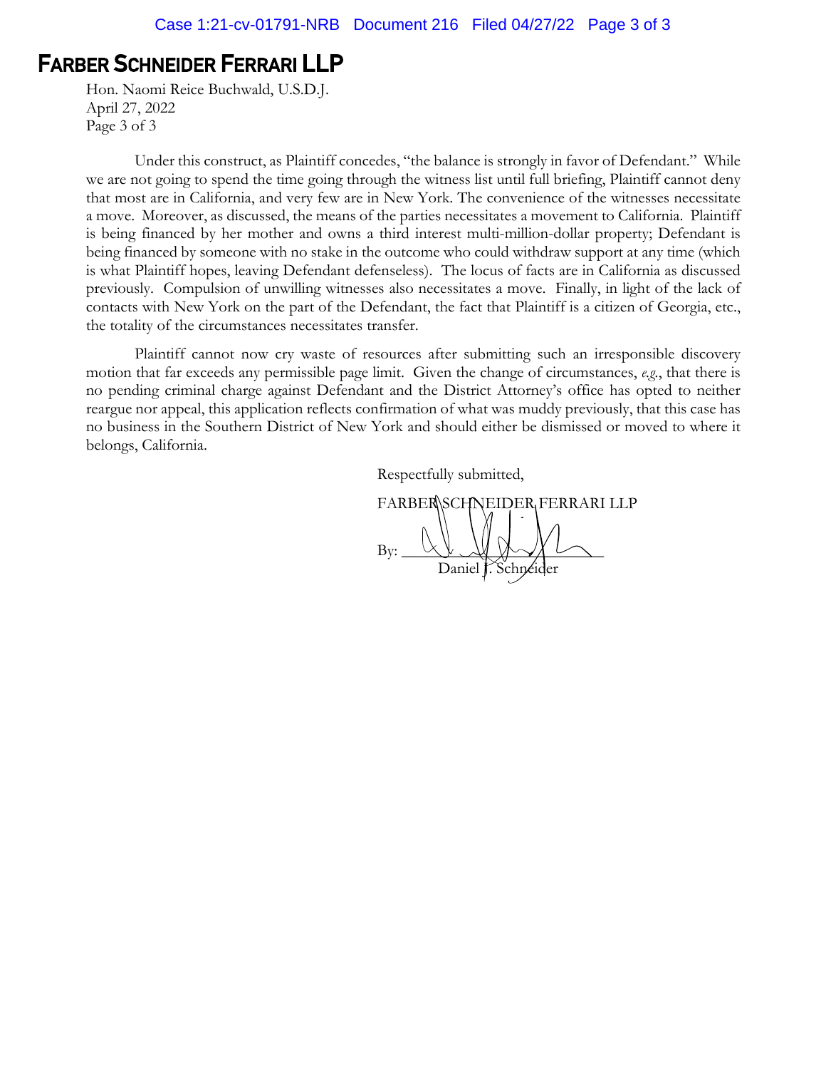# FARBER SCHNEIDER FERRARI LLP

Hon. Naomi Reice Buchwald, U.S.D.J.
April 27, 2022
Page 3 of 3

Under this construct, as Plaintiff concedes, "the balance is strongly in favor of Defendant." While we are not going to spend the time going through the witness list until full briefing, Plaintiff cannot deny that most are in California, and very few are in New York. The convenience of the witnesses necessitate a move. Moreover, as discussed, the means of the parties necessitates a movement to California. Plaintiff is being financed by her mother and owns a third interest multi-million-dollar property; Defendant is being financed by someone with no stake in the outcome who could withdraw support at any time (which is what Plaintiff hopes, leaving Defendant defenseless). The locus of facts are in California as discussed previously. Compulsion of unwilling witnesses also necessitates a move. Finally, in light of the lack of contacts with New York on the part of the Defendant, the fact that Plaintiff is a citizen of Georgia, etc., the totality of the circumstances necessitates transfer.

Plaintiff cannot now cry waste of resources after submitting such an irresponsible discovery motion that far exceeds any permissible page limit. Given the change of circumstances, *e.g.*, that there is no pending criminal charge against Defendant and the District Attorney's office has opted to neither reargue nor appeal, this application reflects confirmation of what was muddy previously, that this case has no business in the Southern District of New York and should either be dismissed or moved to where it belongs, California.

Respectfully submitted,

FARBER SCHNEIDER FERRARI LLP

By: ______________________
Daniel J. Schneider